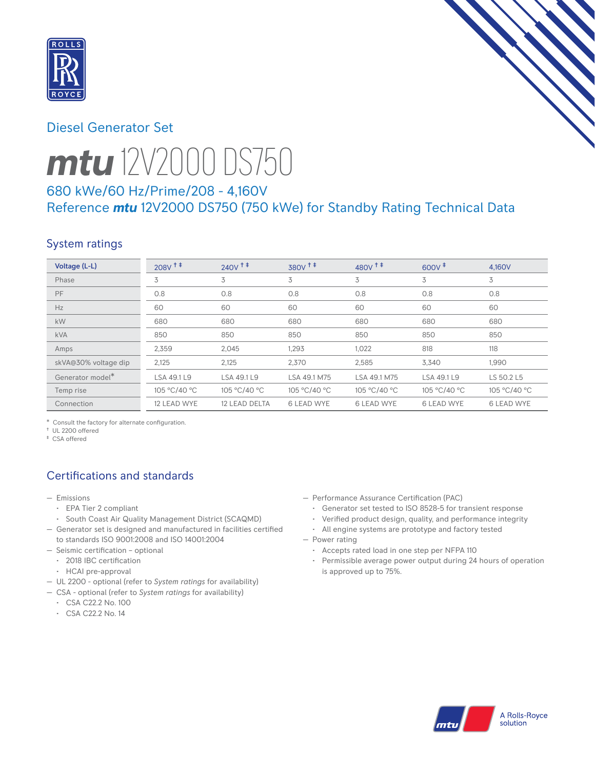## Diesel Generator Set

# mtu 12V2000 DS750

### 680 kWe/60 Hz/Prime/208 - 4,160V
### Reference mtu 12V2000 DS750 (750 kWe) for Standby Rating Technical Data

## System ratings

| Voltage (L-L) | 208V † ‡ | 240V † ‡ | 380V † ‡ | 480V † ‡ | 600V ‡ | 4,160V |
|---|---|---|---|---|---|---|
| Phase | 3 | 3 | 3 | 3 | 3 | 3 |
| PF | 0.8 | 0.8 | 0.8 | 0.8 | 0.8 | 0.8 |
| Hz | 60 | 60 | 60 | 60 | 60 | 60 |
| kW | 680 | 680 | 680 | 680 | 680 | 680 |
| kVA | 850 | 850 | 850 | 850 | 850 | 850 |
| Amps | 2,359 | 2,045 | 1,293 | 1,022 | 818 | 118 |
| skVA@30% voltage dip | 2,125 | 2,125 | 2,370 | 2,585 | 3,340 | 1,990 |
| Generator model* | LSA 49.1 L9 | LSA 49.1 L9 | LSA 49.1 M75 | LSA 49.1 M75 | LSA 49.1 L9 | LS 50.2 L5 |
| Temp rise | 105 °C/40 °C | 105 °C/40 °C | 105 °C/40 °C | 105 °C/40 °C | 105 °C/40 °C | 105 °C/40 °C |
| Connection | 12 LEAD WYE | 12 LEAD DELTA | 6 LEAD WYE | 6 LEAD WYE | 6 LEAD WYE | 6 LEAD WYE |

* Consult the factory for alternate configuration.
† UL 2200 offered
‡ CSA offered

## Certifications and standards

- Emissions
  - EPA Tier 2 compliant
  - South Coast Air Quality Management District (SCAQMD)
- Generator set is designed and manufactured in facilities certified to standards ISO 9001:2008 and ISO 14001:2004
- Seismic certification – optional
  - 2018 IBC certification
  - HCAI pre-approval
- UL 2200 - optional (refer to *System ratings* for availability)
- CSA - optional (refer to *System ratings* for availability)
  - CSA C22.2 No. 100
  - CSA C22.2 No. 14
- Performance Assurance Certification (PAC)
  - Generator set tested to ISO 8528-5 for transient response
  - Verified product design, quality, and performance integrity
  - All engine systems are prototype and factory tested
- Power rating
  - Accepts rated load in one step per NFPA 110
  - Permissible average power output during 24 hours of operation is approved up to 75%.

A Rolls-Royce solution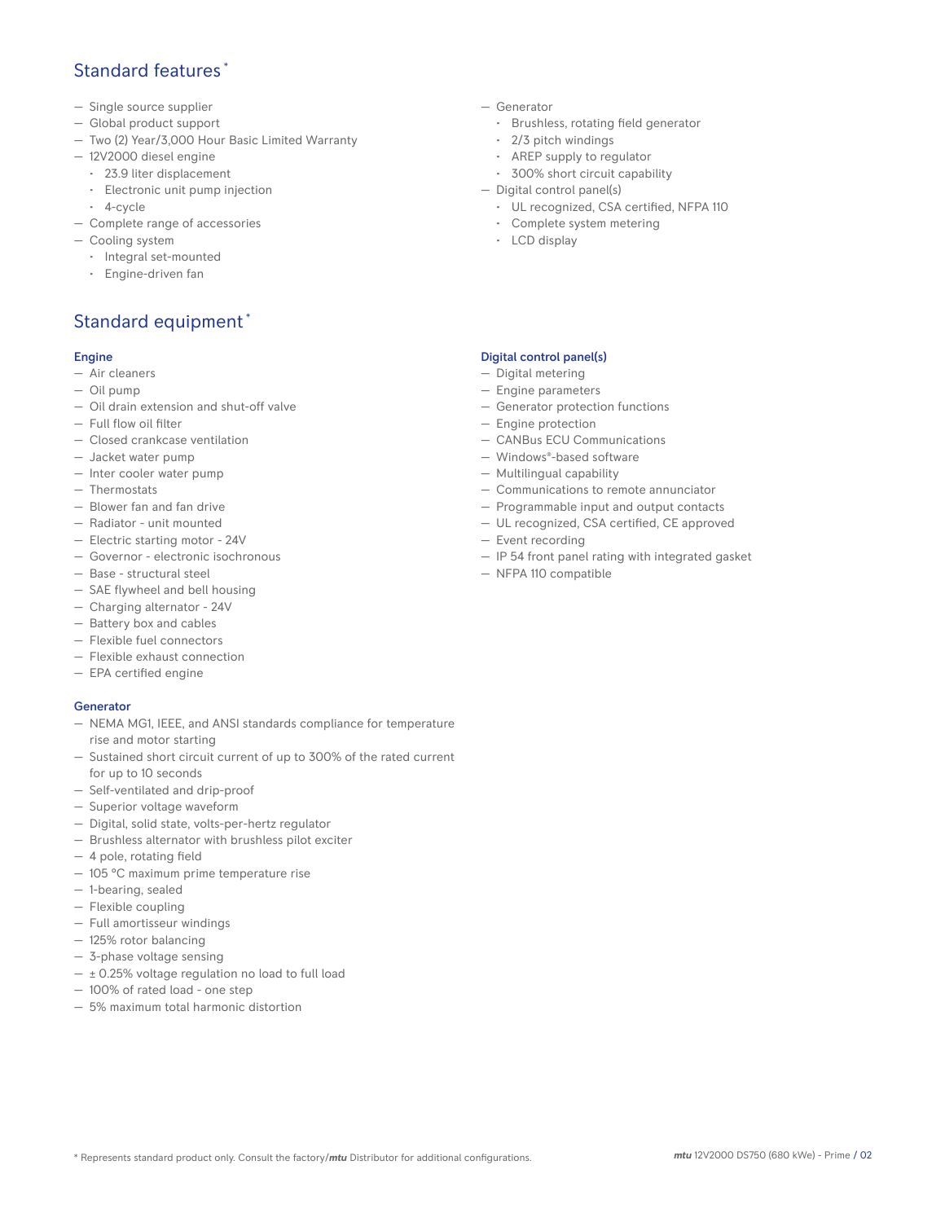## Standard features*

- Single source supplier
- Global product support
- Two (2) Year/3,000 Hour Basic Limited Warranty
- 12V2000 diesel engine
  - 23.9 liter displacement
  - Electronic unit pump injection
  - 4-cycle
- Complete range of accessories
- Cooling system
  - Integral set-mounted
  - Engine-driven fan
- Generator
  - Brushless, rotating field generator
  - 2/3 pitch windings
  - AREP supply to regulator
  - 300% short circuit capability
- Digital control panel(s)
  - UL recognized, CSA certified, NFPA 110
  - Complete system metering
  - LCD display

## Standard equipment*

### Engine

- Air cleaners
- Oil pump
- Oil drain extension and shut-off valve
- Full flow oil filter
- Closed crankcase ventilation
- Jacket water pump
- Inter cooler water pump
- Thermostats
- Blower fan and fan drive
- Radiator - unit mounted
- Electric starting motor - 24V
- Governor - electronic isochronous
- Base - structural steel
- SAE flywheel and bell housing
- Charging alternator - 24V
- Battery box and cables
- Flexible fuel connectors
- Flexible exhaust connection
- EPA certified engine

### Generator

- NEMA MG1, IEEE, and ANSI standards compliance for temperature rise and motor starting
- Sustained short circuit current of up to 300% of the rated current for up to 10 seconds
- Self-ventilated and drip-proof
- Superior voltage waveform
- Digital, solid state, volts-per-hertz regulator
- Brushless alternator with brushless pilot exciter
- 4 pole, rotating field
- 105 °C maximum prime temperature rise
- 1-bearing, sealed
- Flexible coupling
- Full amortisseur windings
- 125% rotor balancing
- 3-phase voltage sensing
- ± 0.25% voltage regulation no load to full load
- 100% of rated load - one step
- 5% maximum total harmonic distortion

### Digital control panel(s)

- Digital metering
- Engine parameters
- Generator protection functions
- Engine protection
- CANBus ECU Communications
- Windows®-based software
- Multilingual capability
- Communications to remote annunciator
- Programmable input and output contacts
- UL recognized, CSA certified, CE approved
- Event recording
- IP 54 front panel rating with integrated gasket
- NFPA 110 compatible

* Represents standard product only. Consult the factory/*mtu* Distributor for additional configurations.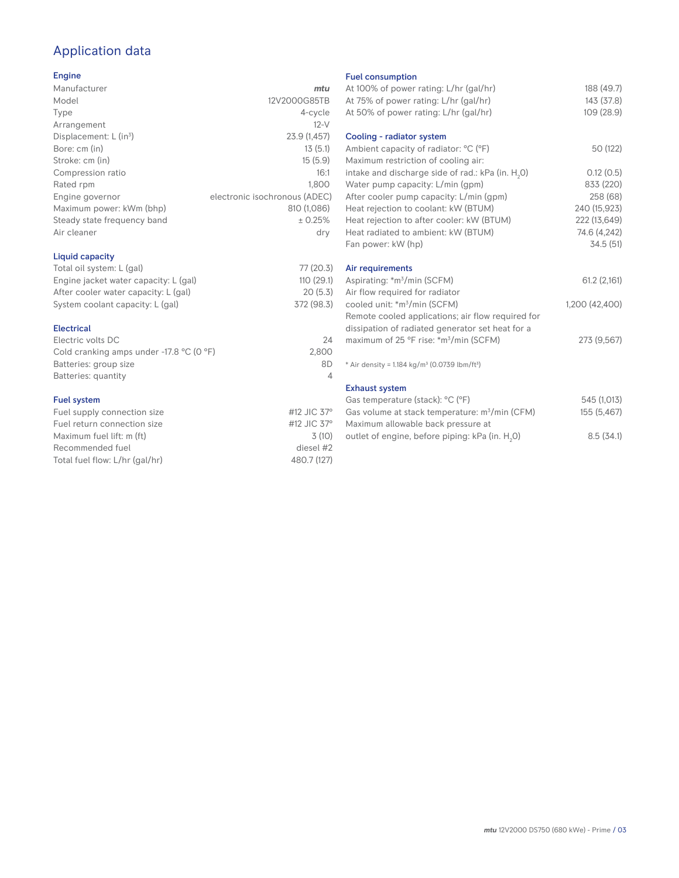# Application data

## Engine

| | |
|---|---|
| Manufacturer | *mtu* |
| Model | 12V2000G85TB |
| Type | 4-cycle |
| Arrangement | 12-V |
| Displacement: L ($in^3$) | 23.9 (1,457) |
| Bore: cm (in) | 13 (5.1) |
| Stroke: cm (in) | 15 (5.9) |
| Compression ratio | 16:1 |
| Rated rpm | 1,800 |
| Engine governor | electronic isochronous (ADEC) |
| Maximum power: kWm (bhp) | 810 (1,086) |
| Steady state frequency band | ± 0.25% |
| Air cleaner | dry |

## Liquid capacity

| | |
|---|---|
| Total oil system: L (gal) | 77 (20.3) |
| Engine jacket water capacity: L (gal) | 110 (29.1) |
| After cooler water capacity: L (gal) | 20 (5.3) |
| System coolant capacity: L (gal) | 372 (98.3) |

## Electrical

| | |
|---|---|
| Electric volts DC | 24 |
| Cold cranking amps under -17.8 °C (0 °F) | 2,800 |
| Batteries: group size | 8D |
| Batteries: quantity | 4 |

## Fuel system

| | |
|---|---|
| Fuel supply connection size | #12 JIC 37° |
| Fuel return connection size | #12 JIC 37° |
| Maximum fuel lift: m (ft) | 3 (10) |
| Recommended fuel | diesel #2 |
| Total fuel flow: L/hr (gal/hr) | 480.7 (127) |

## Fuel consumption

| | |
|---|---|
| At 100% of power rating: L/hr (gal/hr) | 188 (49.7) |
| At 75% of power rating: L/hr (gal/hr) | 143 (37.8) |
| At 50% of power rating: L/hr (gal/hr) | 109 (28.9) |

## Cooling - radiator system

| | |
|---|---|
| Ambient capacity of radiator: °C (°F) | 50 (122) |
| Maximum restriction of cooling air: intake and discharge side of rad.: kPa (in. $H_2O$) | 0.12 (0.5) |
| Water pump capacity: L/min (gpm) | 833 (220) |
| After cooler pump capacity: L/min (gpm) | 258 (68) |
| Heat rejection to coolant: kW (BTUM) | 240 (15,923) |
| Heat rejection to after cooler: kW (BTUM) | 222 (13,649) |
| Heat radiated to ambient: kW (BTUM) | 74.6 (4,242) |
| Fan power: kW (hp) | 34.5 (51) |

## Air requirements

| | |
|---|---|
| Aspirating: *$m^3$/min (SCFM) | 61.2 (2,161) |
| Air flow required for radiator cooled unit: *$m^3$/min (SCFM) | 1,200 (42,400) |
| Remote cooled applications; air flow required for dissipation of radiated generator set heat for a maximum of 25 °F rise: *$m^3$/min (SCFM) | 273 (9,567) |

\* Air density = 1.184 kg/$m^3$ (0.0739 lbm/$ft^3$)

## Exhaust system

| | |
|---|---|
| Gas temperature (stack): °C (°F) | 545 (1,013) |
| Gas volume at stack temperature: $m^3$/min (CFM) | 155 (5,467) |
| Maximum allowable back pressure at outlet of engine, before piping: kPa (in. $H_2O$) | 8.5 (34.1) |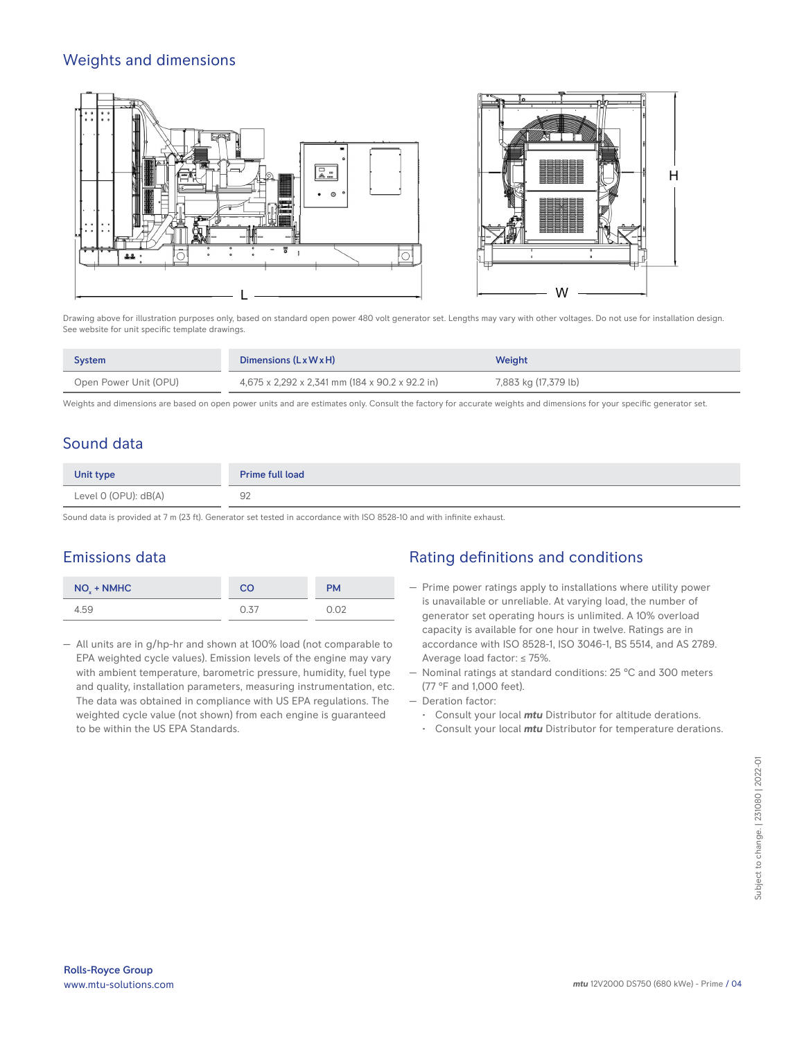## Weights and dimensions

L

W

H

Drawing above for illustration purposes only, based on standard open power 480 volt generator set. Lengths may vary with other voltages. Do not use for installation design. See website for unit specific template drawings.

| System | Dimensions (L x W x H) | Weight |
| --- | --- | --- |
| Open Power Unit (OPU) | 4,675 x 2,292 x 2,341 mm (184 x 90.2 x 92.2 in) | 7,883 kg (17,379 lb) |

Weights and dimensions are based on open power units and are estimates only. Consult the factory for accurate weights and dimensions for your specific generator set.

## Sound data

| Unit type | Prime full load |
| --- | --- |
| Level 0 (OPU): dB(A) | 92 |

Sound data is provided at 7 m (23 ft). Generator set tested in accordance with ISO 8528-10 and with infinite exhaust.

## Emissions data

| $NO_x$ + NMHC | CO | PM |
| --- | --- | --- |
| 4.59 | 0.37 | 0.02 |

— All units are in g/hp-hr and shown at 100% load (not comparable to EPA weighted cycle values). Emission levels of the engine may vary with ambient temperature, barometric pressure, humidity, fuel type and quality, installation parameters, measuring instrumentation, etc. The data was obtained in compliance with US EPA regulations. The weighted cycle value (not shown) from each engine is guaranteed to be within the US EPA Standards.

## Rating definitions and conditions

— Prime power ratings apply to installations where utility power is unavailable or unreliable. At varying load, the number of generator set operating hours is unlimited. A 10% overload capacity is available for one hour in twelve. Ratings are in accordance with ISO 8528-1, ISO 3046-1, BS 5514, and AS 2789. Average load factor: ≤ 75%.

— Nominal ratings at standard conditions: 25 °C and 300 meters (77 °F and 1,000 feet).

— Deration factor:
- Consult your local ***mtu*** Distributor for altitude derations.
- Consult your local ***mtu*** Distributor for temperature derations.

Subject to change. | 231080 | 2022-01

**Rolls-Royce Group**
www.mtu-solutions.com